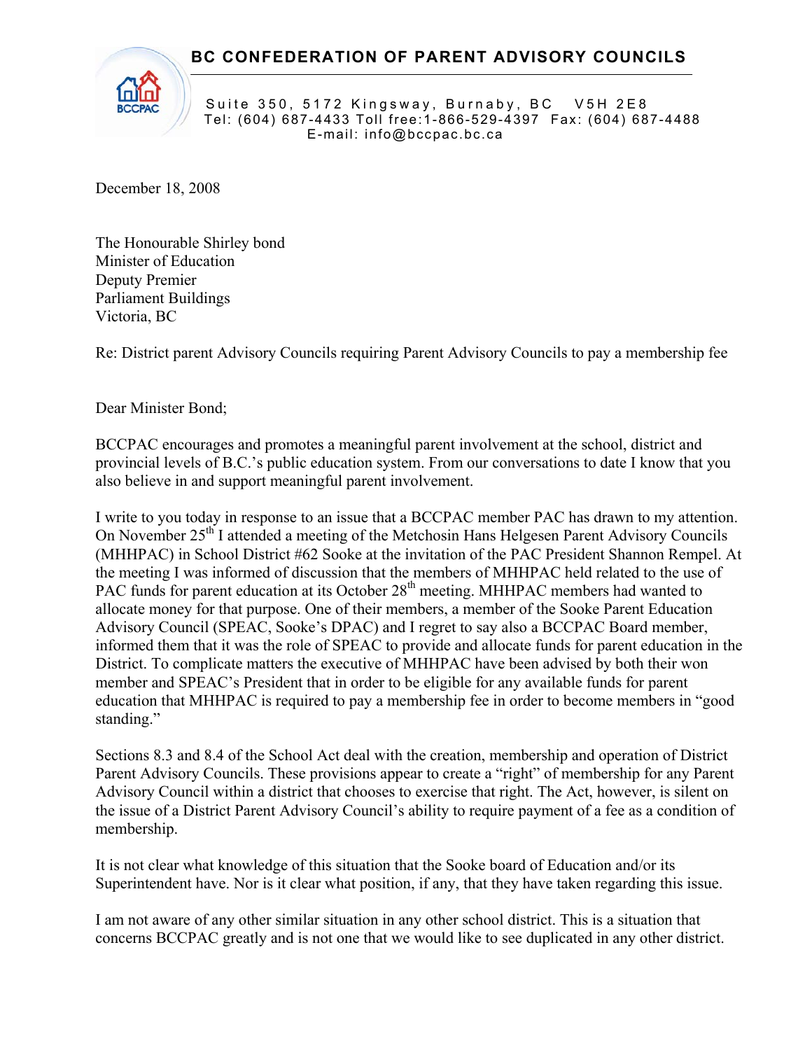**BC CONFEDERATION OF PARENT ADVISORY COUNCILS**

Suite 350, 5172 Kingsway, Burnaby, BC V5H 2E8
Tel: (604) 687-4433 Toll free:1-866-529-4397 Fax: (604) 687-4488
E-mail: info@bccpac.bc.ca

December 18, 2008

The Honourable Shirley bond
Minister of Education
Deputy Premier
Parliament Buildings
Victoria, BC

Re: District parent Advisory Councils requiring Parent Advisory Councils to pay a membership fee

Dear Minister Bond;

BCCPAC encourages and promotes a meaningful parent involvement at the school, district and provincial levels of B.C.'s public education system. From our conversations to date I know that you also believe in and support meaningful parent involvement.

I write to you today in response to an issue that a BCCPAC member PAC has drawn to my attention. On November 25th I attended a meeting of the Metchosin Hans Helgesen Parent Advisory Councils (MHHPAC) in School District #62 Sooke at the invitation of the PAC President Shannon Rempel. At the meeting I was informed of discussion that the members of MHHPAC held related to the use of PAC funds for parent education at its October 28th meeting. MHHPAC members had wanted to allocate money for that purpose. One of their members, a member of the Sooke Parent Education Advisory Council (SPEAC, Sooke's DPAC) and I regret to say also a BCCPAC Board member, informed them that it was the role of SPEAC to provide and allocate funds for parent education in the District. To complicate matters the executive of MHHPAC have been advised by both their won member and SPEAC's President that in order to be eligible for any available funds for parent education that MHHPAC is required to pay a membership fee in order to become members in "good standing."

Sections 8.3 and 8.4 of the School Act deal with the creation, membership and operation of District Parent Advisory Councils. These provisions appear to create a "right" of membership for any Parent Advisory Council within a district that chooses to exercise that right. The Act, however, is silent on the issue of a District Parent Advisory Council's ability to require payment of a fee as a condition of membership.

It is not clear what knowledge of this situation that the Sooke board of Education and/or its Superintendent have. Nor is it clear what position, if any, that they have taken regarding this issue.

I am not aware of any other similar situation in any other school district. This is a situation that concerns BCCPAC greatly and is not one that we would like to see duplicated in any other district.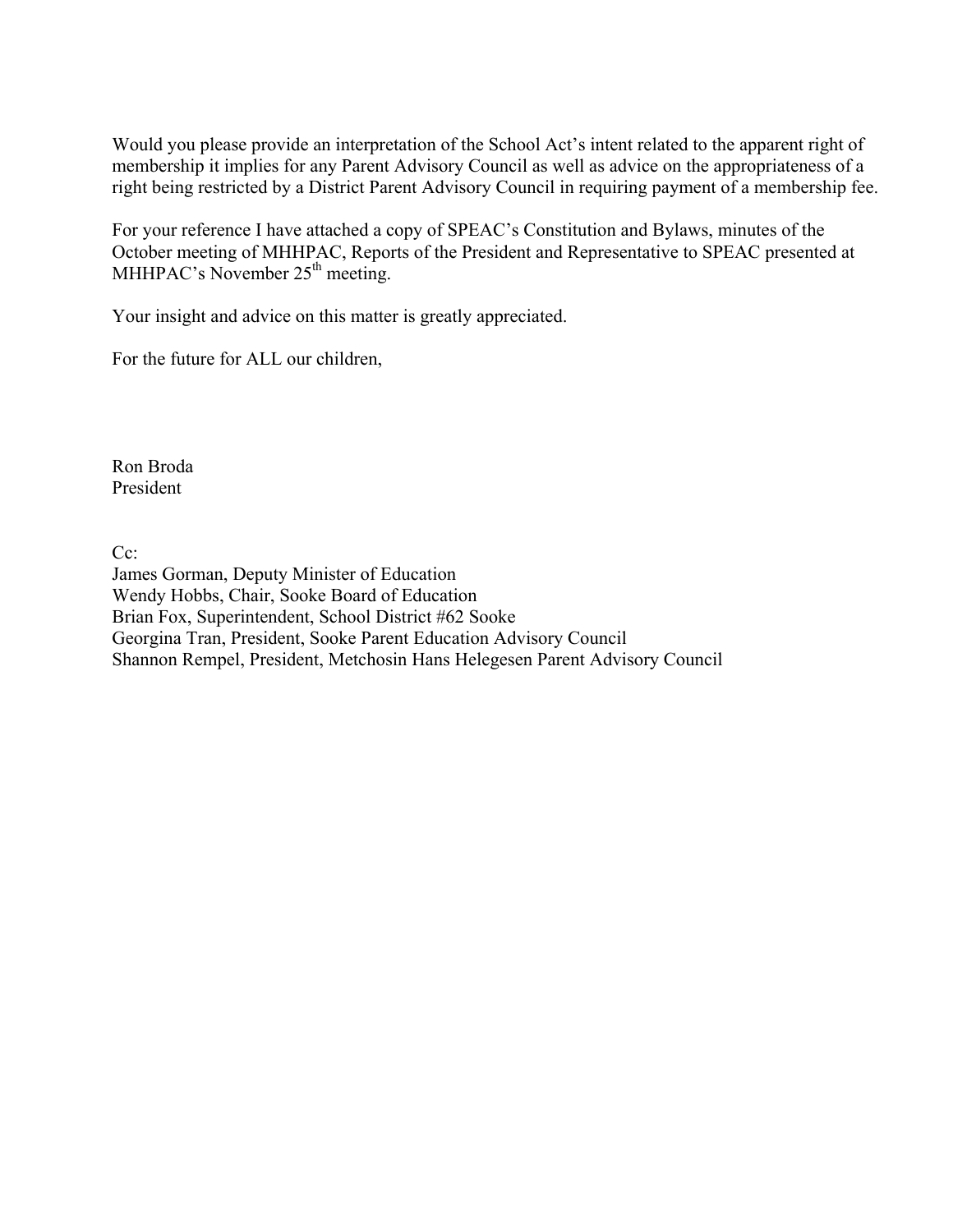Would you please provide an interpretation of the School Act's intent related to the apparent right of membership it implies for any Parent Advisory Council as well as advice on the appropriateness of a right being restricted by a District Parent Advisory Council in requiring payment of a membership fee.

For your reference I have attached a copy of SPEAC's Constitution and Bylaws, minutes of the October meeting of MHHPAC, Reports of the President and Representative to SPEAC presented at MHHPAC's November 25th meeting.

Your insight and advice on this matter is greatly appreciated.

For the future for ALL our children,

Ron Broda
President

Cc:
James Gorman, Deputy Minister of Education
Wendy Hobbs, Chair, Sooke Board of Education
Brian Fox, Superintendent, School District #62 Sooke
Georgina Tran, President, Sooke Parent Education Advisory Council
Shannon Rempel, President, Metchosin Hans Helegesen Parent Advisory Council